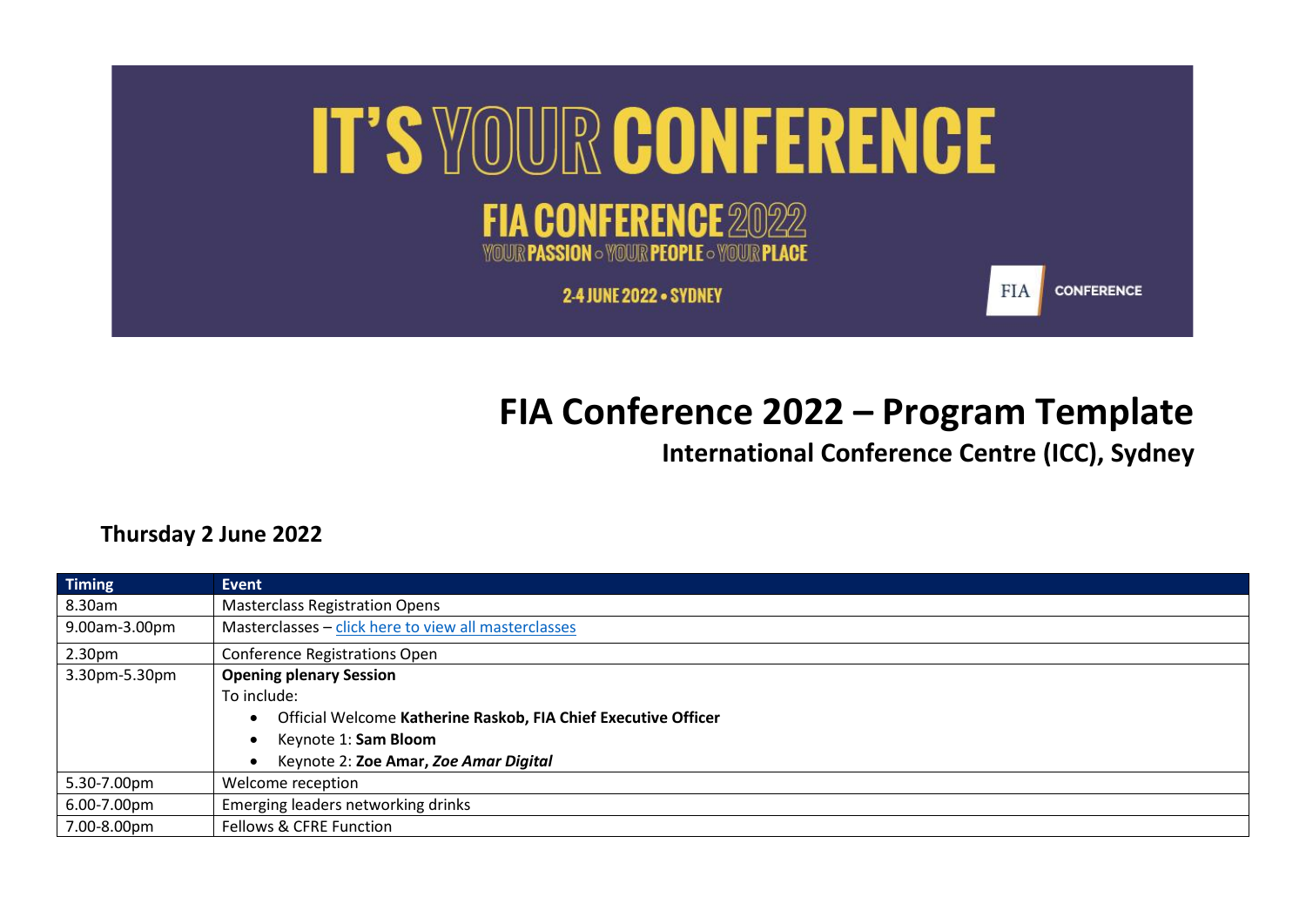# IT'S YOUR CONFERENCE

## FIA CONFERENCE 2022

YOUR PASSION ◦ YOUR PEOPLE ◦ YOUR PLACE

2-4 JUNE 2022 • SYDNEY

FIA CONFERENCE

# FIA Conference 2022 – Program Template

## International Conference Centre (ICC), Sydney

### Thursday 2 June 2022

| Timing | Event |
|---|---|
| 8.30am | Masterclass Registration Opens |
| 9.00am-3.00pm | Masterclasses – click here to view all masterclasses |
| 2.30pm | Conference Registrations Open |
| 3.30pm-5.30pm | **Opening plenary Session**<br>To include:<br>• Official Welcome **Katherine Raskob, FIA Chief Executive Officer**<br>• Keynote 1: **Sam Bloom**<br>• Keynote 2: **Zoe Amar, *Zoe Amar Digital*** |
| 5.30-7.00pm | Welcome reception |
| 6.00-7.00pm | Emerging leaders networking drinks |
| 7.00-8.00pm | Fellows & CFRE Function |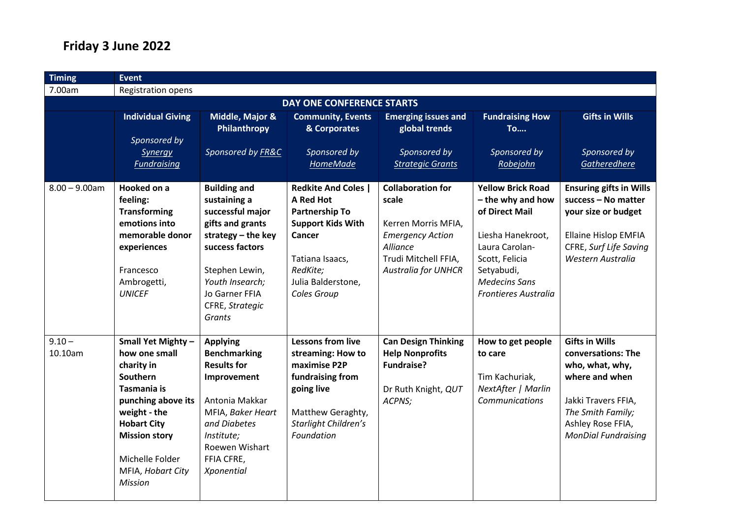# Friday 3 June 2022

| Timing | Event | | | | | |
|---|---|---|---|---|---|---|
| 7.00am | Registration opens | | | | | |
| **DAY ONE CONFERENCE STARTS** | | | | | | |
| | **Individual Giving**<br><br>*Sponsored by Synergy Fundraising* | **Middle, Major & Philanthropy**<br><br>*Sponsored by FR&C* | **Community, Events & Corporates**<br><br>*Sponsored by HomeMade* | **Emerging issues and global trends**<br><br>*Sponsored by Strategic Grants* | **Fundraising How To….**<br><br>*Sponsored by Robejohn* | **Gifts in Wills**<br><br>*Sponsored by Gatheredhere* |
| 8.00 – 9.00am | **Hooked on a feeling: Transforming emotions into memorable donor experiences**<br><br>Francesco Ambrogetti, *UNICEF* | **Building and sustaining a successful major gifts and grants strategy – the key success factors**<br><br>Stephen Lewin, *Youth Insearch;*<br>Jo Garner FFIA CFRE, *Strategic Grants* | **Redkite And Coles \| A Red Hot Partnership To Support Kids With Cancer**<br><br>Tatiana Isaacs, *RedKite;*<br>Julia Balderstone, *Coles Group* | **Collaboration for scale**<br><br>Kerren Morris MFIA, *Emergency Action Alliance*<br>Trudi Mitchell FFIA, *Australia for UNHCR* | **Yellow Brick Road – the why and how of Direct Mail**<br><br>Liesha Hanekroot, Laura Carolan-Scott, Felicia Setyabudi, *Medecins Sans Frontieres Australia* | **Ensuring gifts in Wills success – No matter your size or budget**<br><br>Ellaine Hislop EMFIA CFRE, *Surf Life Saving Western Australia* |
| 9.10 – 10.10am | **Small Yet Mighty – how one small charity in Southern Tasmania is punching above its weight - the Hobart City Mission story**<br><br>Michelle Folder MFIA, *Hobart City Mission* | **Applying Benchmarking Results for Improvement**<br><br>Antonia Makkar MFIA, *Baker Heart and Diabetes Institute;*<br>Roewen Wishart FFIA CFRE, *Xponential* | **Lessons from live streaming: How to maximise P2P fundraising from going live**<br><br>Matthew Geraghty, *Starlight Children's Foundation* | **Can Design Thinking Help Nonprofits Fundraise?**<br><br>Dr Ruth Knight, *QUT ACPNS;* | **How to get people to care**<br><br>Tim Kachuriak, *NextAfter \| Marlin Communications* | **Gifts in Wills conversations: The who, what, why, where and when**<br><br>Jakki Travers FFIA, *The Smith Family;*<br>Ashley Rose FFIA, *MonDial Fundraising* |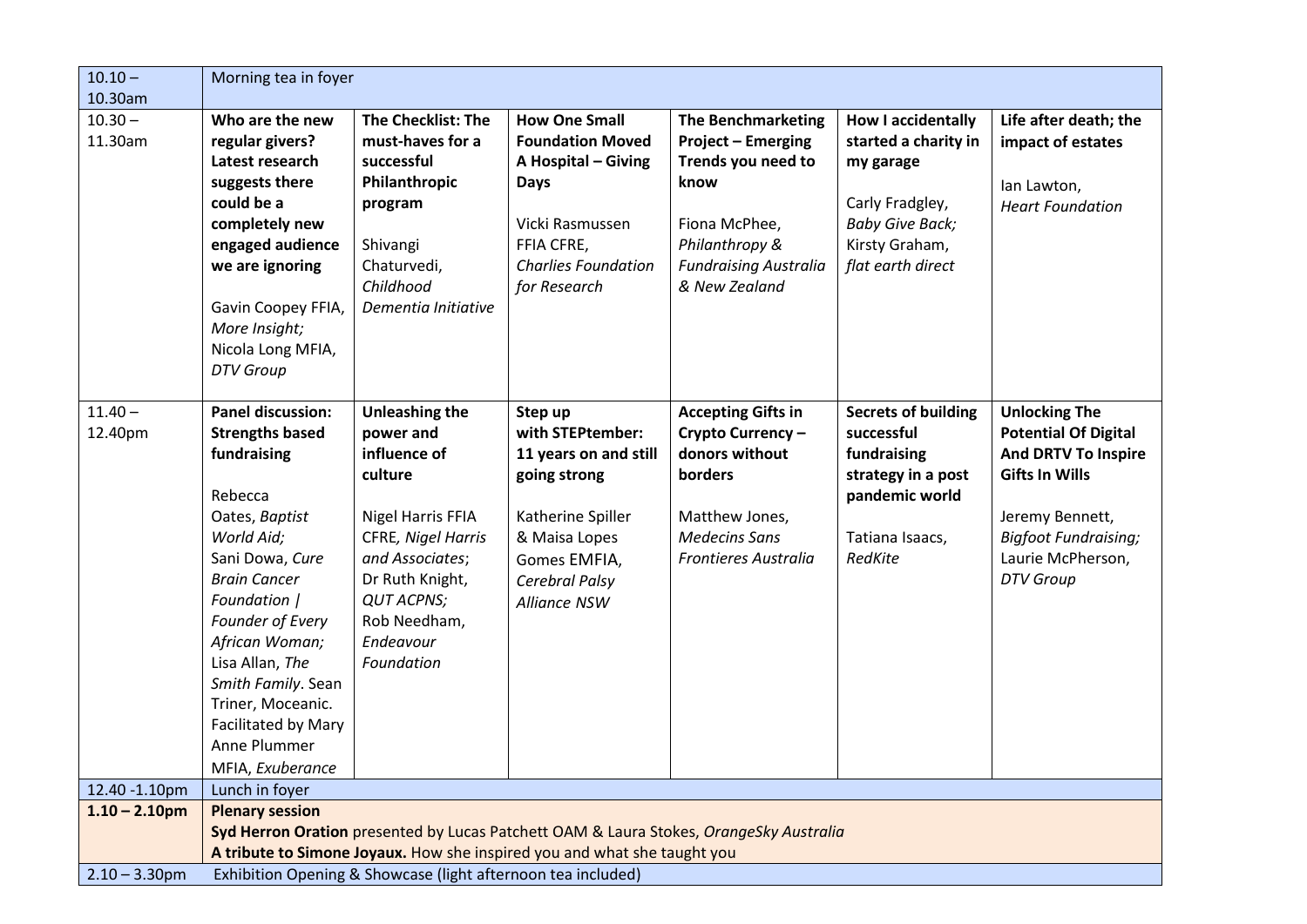| 10.10 – 10.30am | Morning tea in foyer | | | | | |
|---|---|---|---|---|---|---|
| 10.30 – 11.30am | **Who are the new regular givers? Latest research suggests there could be a completely new engaged audience we are ignoring**<br><br>Gavin Coopey FFIA, *More Insight;*<br>Nicola Long MFIA, *DTV Group* | **The Checklist: The must-haves for a successful Philanthropic program**<br><br>Shivangi Chaturvedi, *Childhood Dementia Initiative* | **How One Small Foundation Moved A Hospital – Giving Days**<br><br>Vicki Rasmussen FFIA CFRE, *Charlies Foundation for Research* | **The Benchmarketing Project – Emerging Trends you need to know**<br><br>Fiona McPhee, *Philanthropy & Fundraising Australia & New Zealand* | **How I accidentally started a charity in my garage**<br><br>Carly Fradgley, *Baby Give Back;*<br>Kirsty Graham, *flat earth direct* | **Life after death; the impact of estates**<br><br>Ian Lawton, *Heart Foundation* |
| 11.40 – 12.40pm | **Panel discussion: Strengths based fundraising**<br><br>Rebecca Oates, *Baptist World Aid;*<br>Sani Dowa, *Cure Brain Cancer Foundation \| Founder of Every African Woman;*<br>Lisa Allan, *The Smith Family*. Sean Triner, Moceanic. Facilitated by Mary Anne Plummer MFIA, *Exuberance* | **Unleashing the power and influence of culture**<br><br>Nigel Harris FFIA CFRE, *Nigel Harris and Associates*;<br>Dr Ruth Knight, *QUT ACPNS;*<br>Rob Needham, *Endeavour Foundation* | **Step up with STEPtember: 11 years on and still going strong**<br><br>Katherine Spiller & Maisa Lopes Gomes EMFIA, *Cerebral Palsy Alliance NSW* | **Accepting Gifts in Crypto Currency – donors without borders**<br><br>Matthew Jones, *Medecins Sans Frontieres Australia* | **Secrets of building successful fundraising strategy in a post pandemic world**<br><br>Tatiana Isaacs, *RedKite* | **Unlocking The Potential Of Digital And DRTV To Inspire Gifts In Wills**<br><br>Jeremy Bennett, *Bigfoot Fundraising;*<br>Laurie McPherson, *DTV Group* |
| 12.40 -1.10pm | Lunch in foyer | | | | | |
| **1.10 – 2.10pm** | **Plenary session**<br>**Syd Herron Oration** presented by Lucas Patchett OAM & Laura Stokes, *OrangeSky Australia*<br>**A tribute to Simone Joyaux.** How she inspired you and what she taught you | | | | | |
| 2.10 – 3.30pm | Exhibition Opening & Showcase (light afternoon tea included) | | | | | |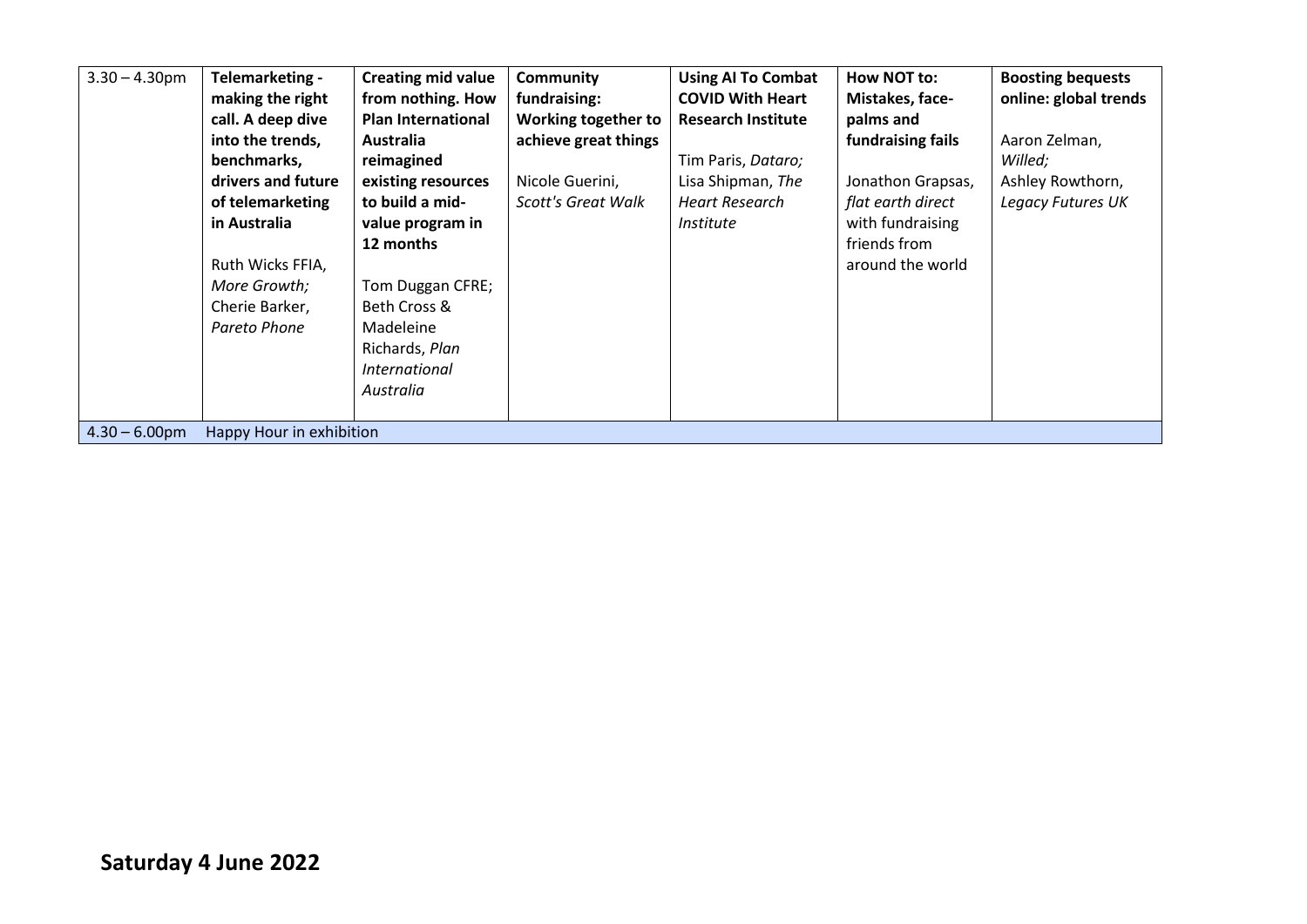| 3.30 – 4.30pm | **Telemarketing - making the right call. A deep dive into the trends, benchmarks, drivers and future of telemarketing in Australia**<br><br>Ruth Wicks FFIA, *More Growth;* Cherie Barker, *Pareto Phone* | **Creating mid value from nothing. How Plan International Australia reimagined existing resources to build a mid-value program in 12 months**<br><br>Tom Duggan CFRE; Beth Cross & Madeleine Richards, *Plan International Australia* | **Community fundraising: Working together to achieve great things**<br><br>Nicole Guerini, *Scott's Great Walk* | **Using AI To Combat COVID With Heart Research Institute**<br><br>Tim Paris, *Dataro;* Lisa Shipman, *The Heart Research Institute* | **How NOT to: Mistakes, face-palms and fundraising fails**<br><br>Jonathon Grapsas, *flat earth direct* with fundraising friends from around the world | **Boosting bequests online: global trends**<br><br>Aaron Zelman, *Willed;* Ashley Rowthorn, *Legacy Futures UK* |
|---|---|---|---|---|---|---|
| 4.30 – 6.00pm | Happy Hour in exhibition | | | | | |

## Saturday 4 June 2022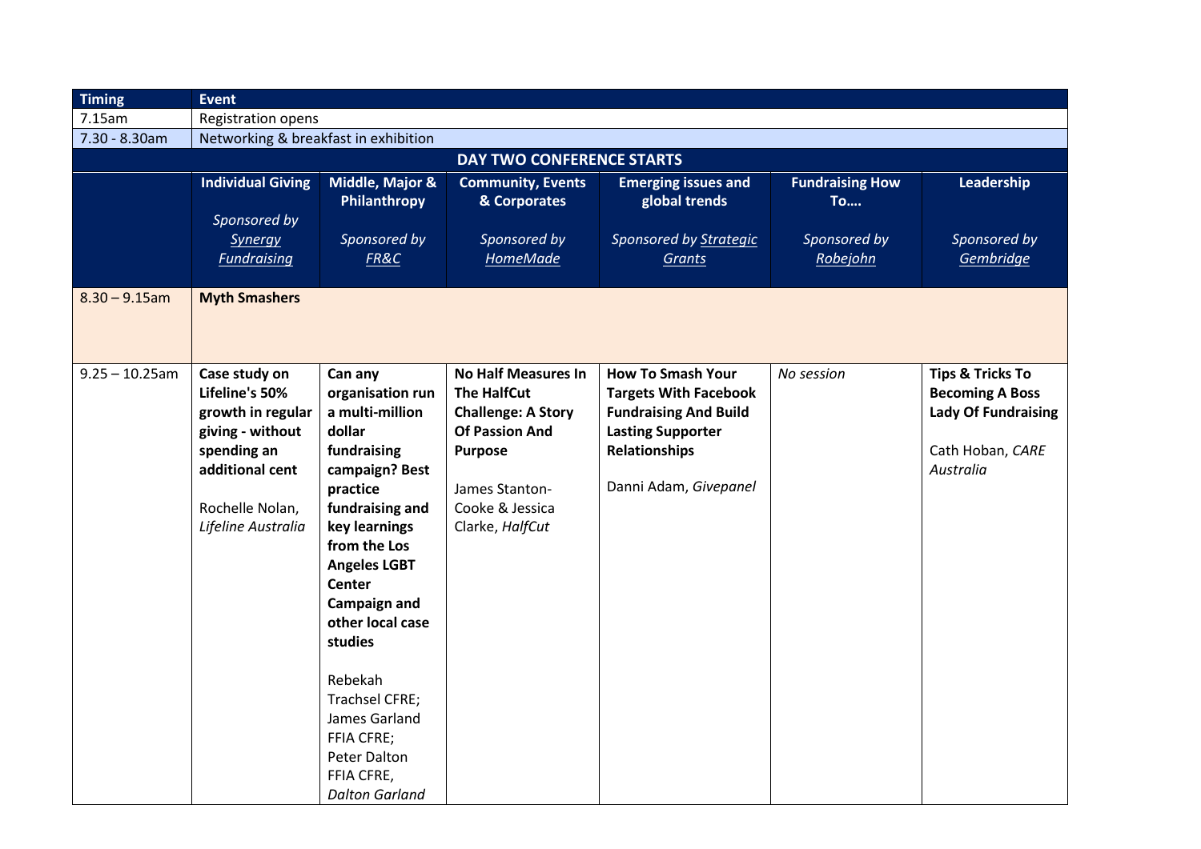| Timing | Event | | | | | |
|---|---|---|---|---|---|---|
| 7.15am | Registration opens | | | | | |
| 7.30 - 8.30am | Networking & breakfast in exhibition | | | | | |
| **DAY TWO CONFERENCE STARTS** | | | | | | |
| | **Individual Giving** *Sponsored by Synergy Fundraising* | **Middle, Major & Philanthropy** *Sponsored by FR&C* | **Community, Events & Corporates** *Sponsored by HomeMade* | **Emerging issues and global trends** *Sponsored by Strategic Grants* | **Fundraising How To….** *Sponsored by Robejohn* | **Leadership** *Sponsored by Gembridge* |
| 8.30 – 9.15am | **Myth Smashers** | | | | | |
| 9.25 – 10.25am | **Case study on Lifeline's 50% growth in regular giving - without spending an additional cent** Rochelle Nolan, *Lifeline Australia* | **Can any organisation run a multi-million dollar fundraising campaign? Best practice fundraising and key learnings from the Los Angeles LGBT Center Campaign and other local case studies** Rebekah Trachsel CFRE; James Garland FFIA CFRE; Peter Dalton FFIA CFRE, *Dalton Garland* | **No Half Measures In The HalfCut Challenge: A Story Of Passion And Purpose** James Stanton-Cooke & Jessica Clarke, *HalfCut* | **How To Smash Your Targets With Facebook Fundraising And Build Lasting Supporter Relationships** Danni Adam, *Givepanel* | *No session* | **Tips & Tricks To Becoming A Boss Lady Of Fundraising** Cath Hoban, *CARE Australia* |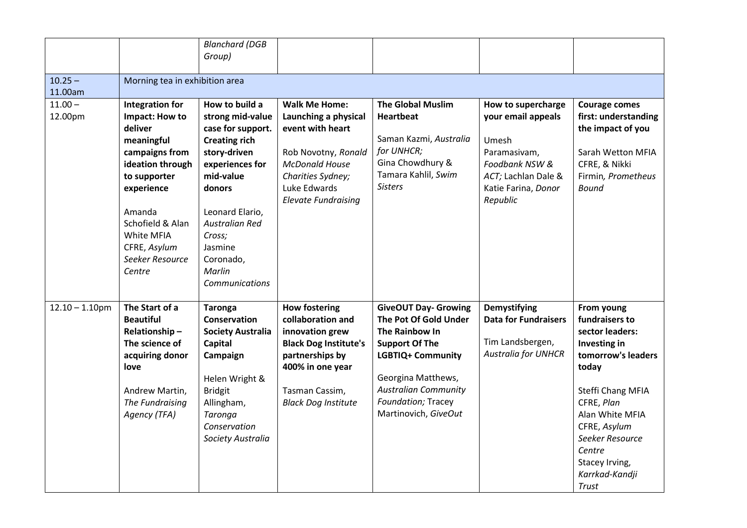| | | | | | | |
|---|---|---|---|---|---|---|
| | | *Blanchard (DGB Group)* | | | | |
| 10.25 – 11.00am | Morning tea in exhibition area | | | | | |
| 11.00 – 12.00pm | **Integration for Impact: How to deliver meaningful campaigns from ideation through to supporter experience**<br><br>Amanda Schofield & Alan White MFIA CFRE, *Asylum Seeker Resource Centre* | **How to build a strong mid-value case for support. Creating rich story-driven experiences for mid-value donors**<br><br>Leonard Elario, *Australian Red Cross;*<br>Jasmine Coronado, *Marlin Communications* | **Walk Me Home: Launching a physical event with heart**<br><br>Rob Novotny, *Ronald McDonald House Charities Sydney;*<br>Luke Edwards *Elevate Fundraising* | **The Global Muslim Heartbeat**<br><br>Saman Kazmi, *Australia for UNHCR;*<br>Gina Chowdhury & Tamara Kahlil, *Swim Sisters* | **How to supercharge your email appeals**<br><br>Umesh Paramasivam, *Foodbank NSW & ACT;* Lachlan Dale & Katie Farina, *Donor Republic* | **Courage comes first: understanding the impact of you**<br><br>Sarah Wetton MFIA CFRE, & Nikki Firmin*, Prometheus Bound* |
| 12.10 – 1.10pm | **The Start of a Beautiful Relationship – The science of acquiring donor love**<br><br>Andrew Martin, *The Fundraising Agency (TFA)* | **Taronga Conservation Society Australia Capital Campaign**<br><br>Helen Wright & Bridgit Allingham, *Taronga Conservation Society Australia* | **How fostering collaboration and innovation grew Black Dog Institute's partnerships by 400% in one year**<br><br>Tasman Cassim, *Black Dog Institute* | **GiveOUT Day- Growing The Pot Of Gold Under The Rainbow In Support Of The LGBTIQ+ Community**<br><br>Georgina Matthews, *Australian Community Foundation;* Tracey Martinovich, *GiveOut* | **Demystifying Data for Fundraisers**<br><br>Tim Landsbergen, *Australia for UNHCR* | **From young fundraisers to sector leaders: Investing in tomorrow's leaders today**<br><br>Steffi Chang MFIA CFRE, *Plan*<br>Alan White MFIA CFRE, *Asylum Seeker Resource Centre*<br>Stacey Irving, *Karrkad-Kandji Trust* |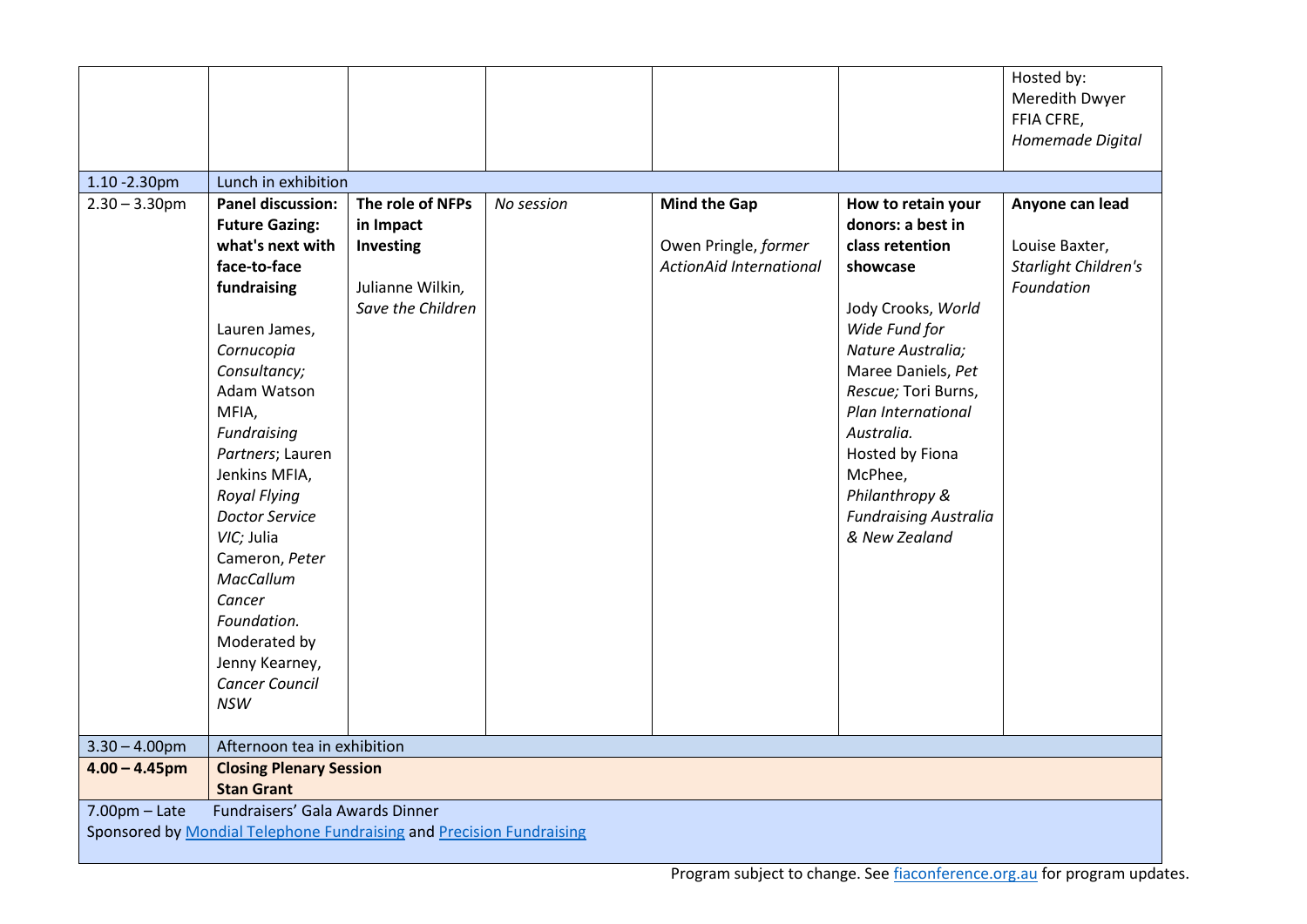| | | | | | | |
|---|---|---|---|---|---|---|
| | | | | | | Hosted by: Meredith Dwyer FFIA CFRE, *Homemade Digital* |
| 1.10 -2.30pm | Lunch in exhibition | | | | | |
| 2.30 – 3.30pm | **Panel discussion: Future Gazing: what's next with face-to-face fundraising**<br><br>Lauren James, *Cornucopia Consultancy;* Adam Watson MFIA, *Fundraising Partners*; Lauren Jenkins MFIA, *Royal Flying Doctor Service VIC;* Julia Cameron, *Peter MacCallum Cancer Foundation.* Moderated by Jenny Kearney, *Cancer Council NSW* | **The role of NFPs in Impact Investing**<br><br>Julianne Wilkin, *Save the Children* | *No session* | **Mind the Gap**<br><br>Owen Pringle, *former ActionAid International* | **How to retain your donors: a best in class retention showcase**<br><br>Jody Crooks, *World Wide Fund for Nature Australia;* Maree Daniels, *Pet Rescue;* Tori Burns, *Plan International Australia.* Hosted by Fiona McPhee, *Philanthropy & Fundraising Australia & New Zealand* | **Anyone can lead**<br><br>Louise Baxter, *Starlight Children's Foundation* |
| 3.30 – 4.00pm | Afternoon tea in exhibition | | | | | |
| **4.00 – 4.45pm** | **Closing Plenary Session**<br>**Stan Grant** | | | | | |
| 7.00pm – Late | Fundraisers' Gala Awards Dinner<br>Sponsored by Mondial Telephone Fundraising and Precision Fundraising | | | | | |

Program subject to change. See fiaconference.org.au for program updates.